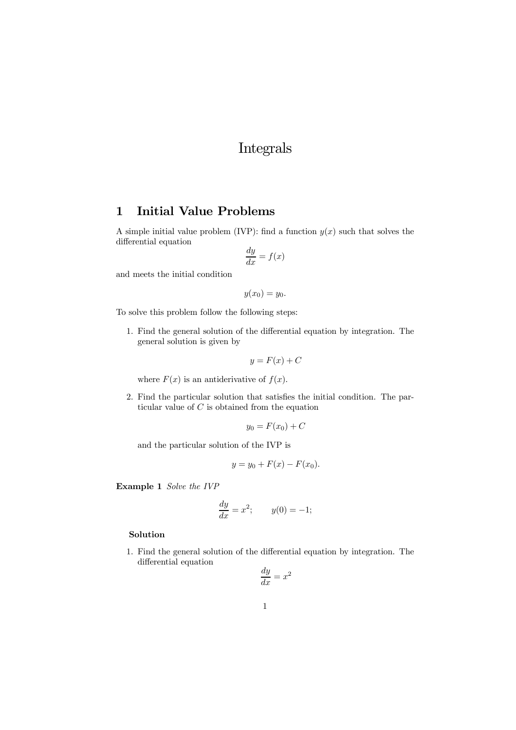# Integrals

## 1 Initial Value Problems

A simple initial value problem (IVP): find a function $y(x)$ such that solves the differential equation

$$\frac{dy}{dx} = f(x)$$

and meets the initial condition

$$y(x_0) = y_0.$$

To solve this problem follow the following steps:

1. Find the general solution of the differential equation by integration. The general solution is given by

   $$y = F(x) + C$$

   where $F(x)$ is an antiderivative of $f(x)$.

2. Find the particular solution that satisfies the initial condition. The particular value of $C$ is obtained from the equation

   $$y_0 = F(x_0) + C$$

   and the particular solution of the IVP is

   $$y = y_0 + F(x) - F(x_0).$$

**Example 1** *Solve the IVP*

$$\frac{dy}{dx} = x^2; \qquad y(0) = -1;$$

**Solution**

1. Find the general solution of the differential equation by integration. The differential equation

   $$\frac{dy}{dx} = x^2$$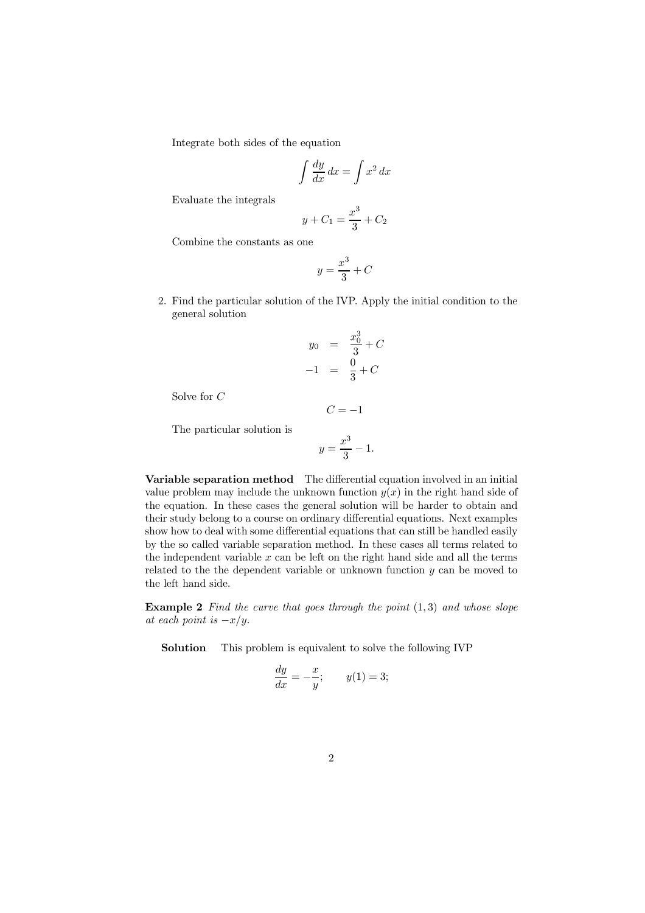Integrate both sides of the equation

$$\int \frac{dy}{dx}\,dx = \int x^2\,dx$$

Evaluate the integrals

$$y + C_1 = \frac{x^3}{3} + C_2$$

Combine the constants as one

$$y = \frac{x^3}{3} + C$$

2. Find the particular solution of the IVP. Apply the initial condition to the general solution

$$\begin{aligned} y_0 &= \frac{x_0^3}{3} + C \\ -1 &= \frac{0}{3} + C \end{aligned}$$

Solve for $C$

$$C = -1$$

The particular solution is

$$y = \frac{x^3}{3} - 1.$$

**Variable separation method** The differential equation involved in an initial value problem may include the unknown function $y(x)$ in the right hand side of the equation. In these cases the general solution will be harder to obtain and their study belong to a course on ordinary differential equations. Next examples show how to deal with some differential equations that can still be handled easily by the so called variable separation method. In these cases all terms related to the independent variable $x$ can be left on the right hand side and all the terms related to the the dependent variable or unknown function $y$ can be moved to the left hand side.

**Example 2** *Find the curve that goes through the point $(1, 3)$ and whose slope at each point is $-x/y$.*

**Solution** This problem is equivalent to solve the following IVP

$$\frac{dy}{dx} = -\frac{x}{y}; \qquad y(1) = 3;$$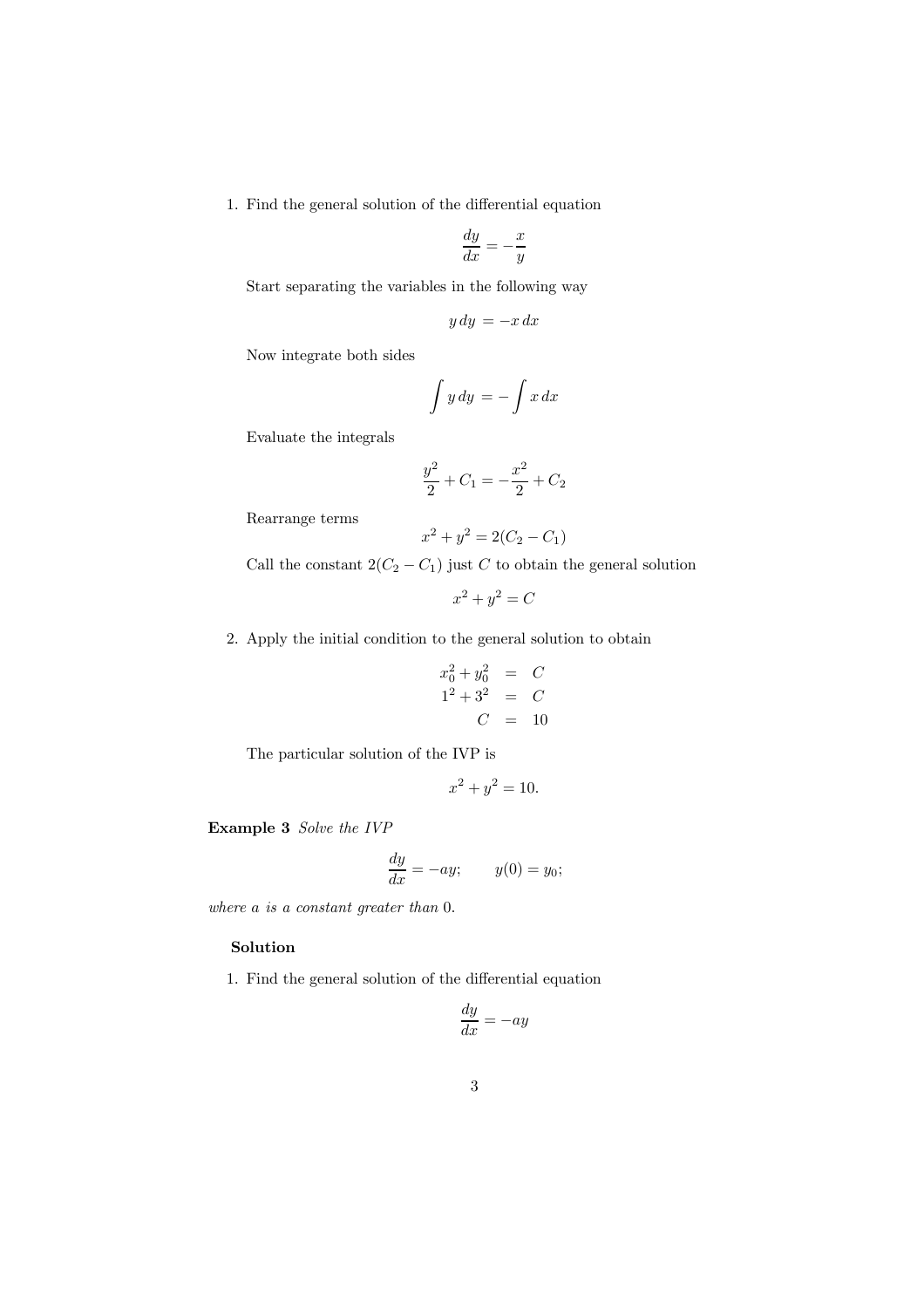1. Find the general solution of the differential equation

$$\frac{dy}{dx} = -\frac{x}{y}$$

Start separating the variables in the following way

$$y\,dy = -x\,dx$$

Now integrate both sides

$$\int y\,dy = -\int x\,dx$$

Evaluate the integrals

$$\frac{y^2}{2} + C_1 = -\frac{x^2}{2} + C_2$$

Rearrange terms

$$x^2 + y^2 = 2(C_2 - C_1)$$

Call the constant $2(C_2 - C_1)$ just $C$ to obtain the general solution

$$x^2 + y^2 = C$$

2. Apply the initial condition to the general solution to obtain

$$\begin{aligned} x_0^2 + y_0^2 &= C \\ 1^2 + 3^2 &= C \\ C &= 10 \end{aligned}$$

The particular solution of the IVP is

$$x^2 + y^2 = 10.$$

**Example 3** *Solve the IVP*

$$\frac{dy}{dx} = -ay; \qquad y(0) = y_0;$$

*where $a$ is a constant greater than 0.*

**Solution**

1. Find the general solution of the differential equation

$$\frac{dy}{dx} = -ay$$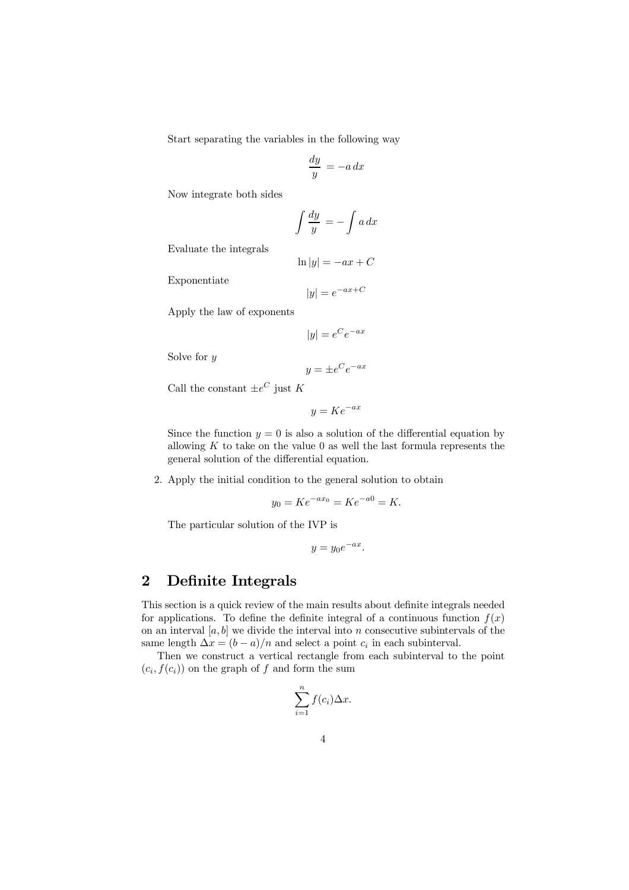Start separating the variables in the following way

$$\frac{dy}{y} = -a\,dx$$

Now integrate both sides

$$\int \frac{dy}{y} = -\int a\,dx$$

Evaluate the integrals

$$\ln|y| = -ax + C$$

Exponentiate

$$|y| = e^{-ax+C}$$

Apply the law of exponents

$$|y| = e^{C}e^{-ax}$$

Solve for $y$

$$y = \pm e^{C}e^{-ax}$$

Call the constant $\pm e^{C}$ just $K$

$$y = Ke^{-ax}$$

Since the function $y = 0$ is also a solution of the differential equation by allowing $K$ to take on the value 0 as well the last formula represents the general solution of the differential equation.

2. Apply the initial condition to the general solution to obtain

$$y_0 = Ke^{-ax_0} = Ke^{-a0} = K.$$

The particular solution of the IVP is

$$y = y_0 e^{-ax}.$$

## 2 Definite Integrals

This section is a quick review of the main results about definite integrals needed for applications. To define the definite integral of a continuous function $f(x)$ on an interval $[a, b]$ we divide the interval into $n$ consecutive subintervals of the same length $\Delta x = (b - a)/n$ and select a point $c_i$ in each subinterval.

Then we construct a vertical rectangle from each subinterval to the point $(c_i, f(c_i))$ on the graph of $f$ and form the sum

$$\sum_{i=1}^{n} f(c_i)\Delta x.$$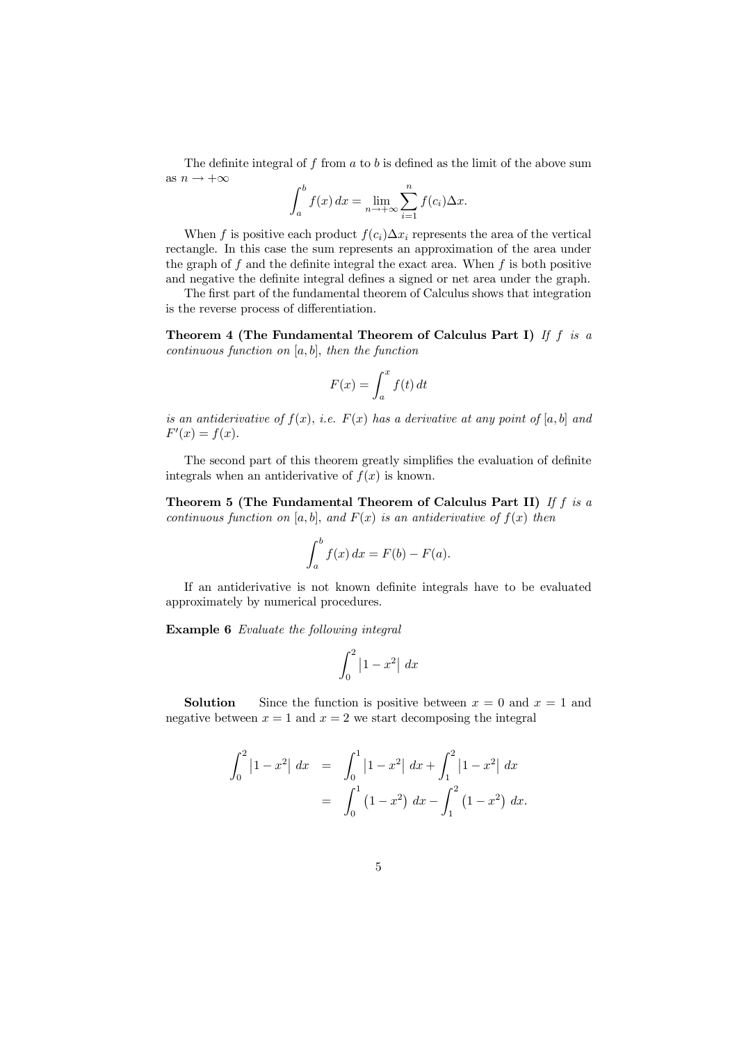The definite integral of $f$ from $a$ to $b$ is defined as the limit of the above sum as $n \to +\infty$

$$\int_a^b f(x)\,dx = \lim_{n\to+\infty} \sum_{i=1}^{n} f(c_i)\Delta x.$$

When $f$ is positive each product $f(c_i)\Delta x_i$ represents the area of the vertical rectangle. In this case the sum represents an approximation of the area under the graph of $f$ and the definite integral the exact area. When $f$ is both positive and negative the definite integral defines a signed or net area under the graph.

The first part of the fundamental theorem of Calculus shows that integration is the reverse process of differentiation.

**Theorem 4 (The Fundamental Theorem of Calculus Part I)** *If $f$ is a continuous function on $[a, b]$, then the function*

$$F(x) = \int_a^x f(t)\,dt$$

*is an antiderivative of $f(x)$, i.e. $F(x)$ has a derivative at any point of $[a, b]$ and $F'(x) = f(x)$.*

The second part of this theorem greatly simplifies the evaluation of definite integrals when an antiderivative of $f(x)$ is known.

**Theorem 5 (The Fundamental Theorem of Calculus Part II)** *If $f$ is a continuous function on $[a, b]$, and $F(x)$ is an antiderivative of $f(x)$ then*

$$\int_a^b f(x)\,dx = F(b) - F(a).$$

If an antiderivative is not known definite integrals have to be evaluated approximately by numerical procedures.

**Example 6** *Evaluate the following integral*

$$\int_0^2 \left|1 - x^2\right|\,dx$$

**Solution** Since the function is positive between $x = 0$ and $x = 1$ and negative between $x = 1$ and $x = 2$ we start decomposing the integral

$$\begin{aligned}
\int_0^2 \left|1 - x^2\right|\,dx &= \int_0^1 \left|1 - x^2\right|\,dx + \int_1^2 \left|1 - x^2\right|\,dx \\
&= \int_0^1 \left(1 - x^2\right)\,dx - \int_1^2 \left(1 - x^2\right)\,dx.
\end{aligned}$$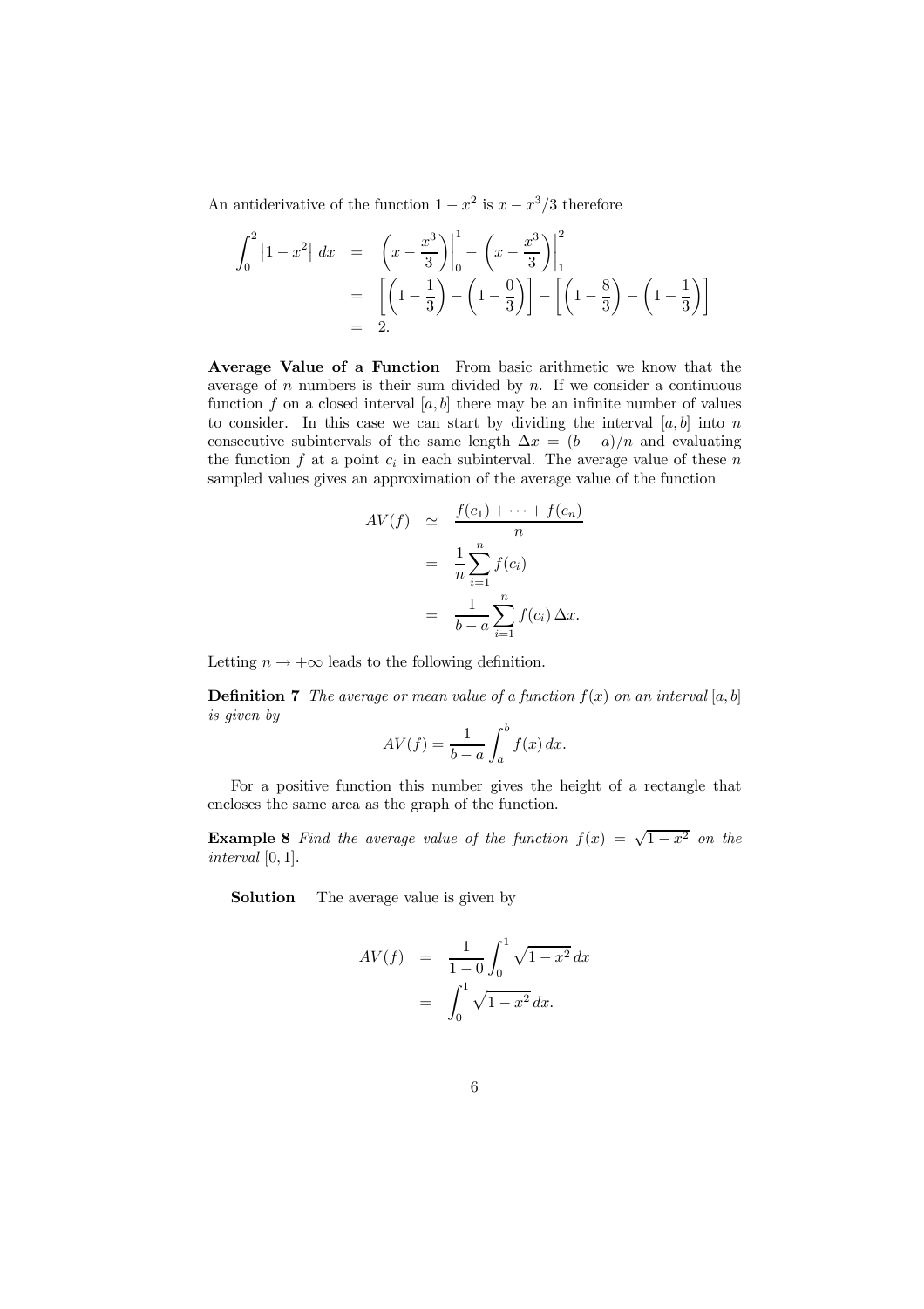An antiderivative of the function $1 - x^2$ is $x - x^3/3$ therefore

$$
\begin{aligned}
\int_0^2 \left|1 - x^2\right| \, dx &= \left(x - \frac{x^3}{3}\right)\Bigg|_0^1 - \left(x - \frac{x^3}{3}\right)\Bigg|_1^2 \\
&= \left[\left(1 - \frac{1}{3}\right) - \left(1 - \frac{0}{3}\right)\right] - \left[\left(1 - \frac{8}{3}\right) - \left(1 - \frac{1}{3}\right)\right] \\
&= 2.
\end{aligned}
$$

**Average Value of a Function** From basic arithmetic we know that the average of $n$ numbers is their sum divided by $n$. If we consider a continuous function $f$ on a closed interval $[a, b]$ there may be an infinite number of values to consider. In this case we can start by dividing the interval $[a, b]$ into $n$ consecutive subintervals of the same length $\Delta x = (b - a)/n$ and evaluating the function $f$ at a point $c_i$ in each subinterval. The average value of these $n$ sampled values gives an approximation of the average value of the function

$$
\begin{aligned}
AV(f) &\simeq \frac{f(c_1) + \cdots + f(c_n)}{n} \\
&= \frac{1}{n} \sum_{i=1}^{n} f(c_i) \\
&= \frac{1}{b - a} \sum_{i=1}^{n} f(c_i) \, \Delta x.
\end{aligned}
$$

Letting $n \to +\infty$ leads to the following definition.

**Definition 7** *The average or mean value of a function $f(x)$ on an interval $[a, b]$ is given by*

$$
AV(f) = \frac{1}{b - a} \int_a^b f(x) \, dx.
$$

For a positive function this number gives the height of a rectangle that encloses the same area as the graph of the function.

**Example 8** *Find the average value of the function $f(x) = \sqrt{1 - x^2}$ on the interval $[0, 1]$.*

**Solution** The average value is given by

$$
\begin{aligned}
AV(f) &= \frac{1}{1 - 0} \int_0^1 \sqrt{1 - x^2} \, dx \\
&= \int_0^1 \sqrt{1 - x^2} \, dx.
\end{aligned}
$$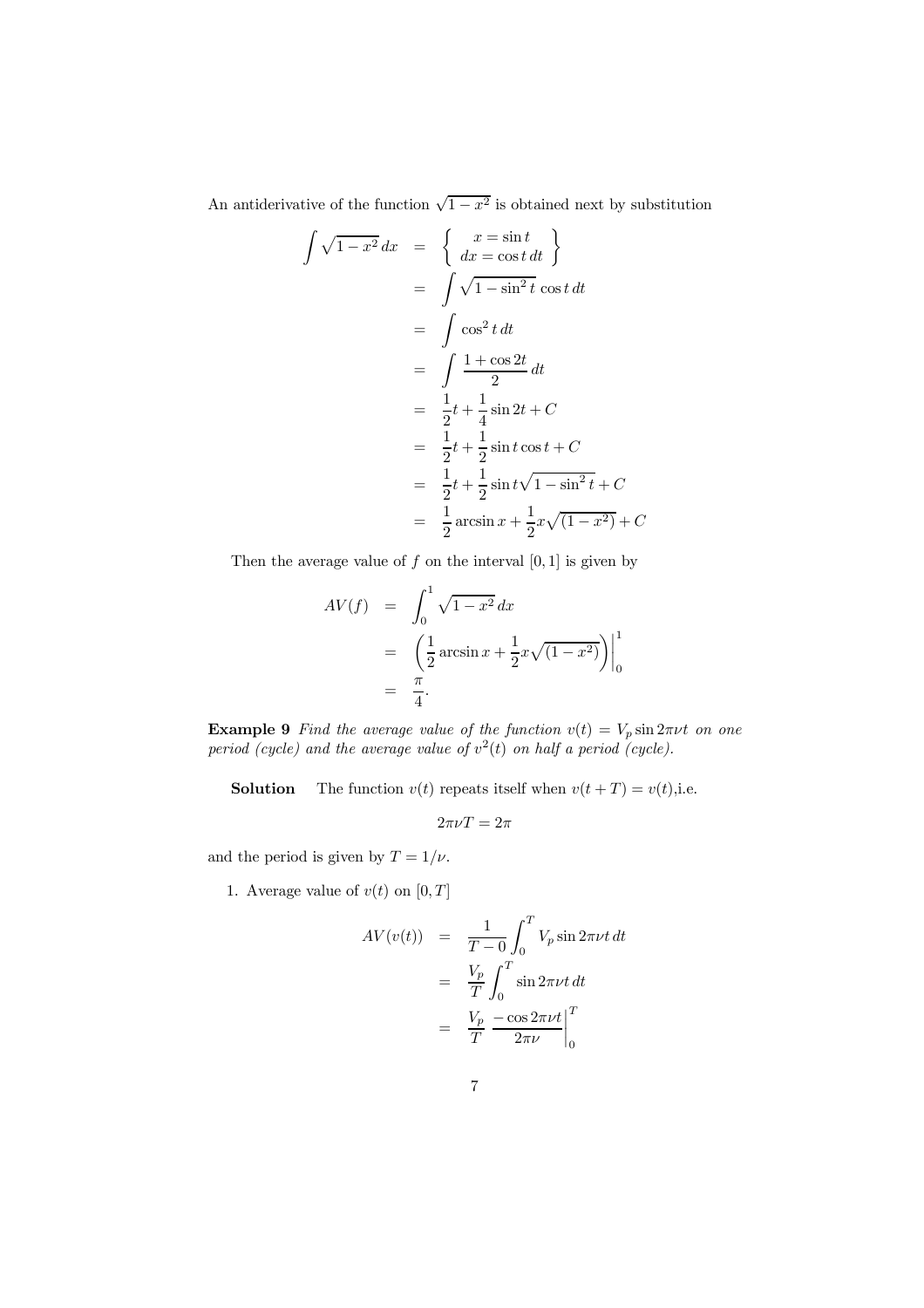An antiderivative of the function $\sqrt{1-x^2}$ is obtained next by substitution

$$
\begin{aligned}
\int \sqrt{1-x^2}\,dx &= \left\{ \begin{array}{c} x = \sin t \\ dx = \cos t\,dt \end{array} \right\} \\
&= \int \sqrt{1-\sin^2 t}\,\cos t\,dt \\
&= \int \cos^2 t\,dt \\
&= \int \frac{1+\cos 2t}{2}\,dt \\
&= \frac{1}{2}t + \frac{1}{4}\sin 2t + C \\
&= \frac{1}{2}t + \frac{1}{2}\sin t \cos t + C \\
&= \frac{1}{2}t + \frac{1}{2}\sin t\sqrt{1-\sin^2 t} + C \\
&= \frac{1}{2}\arcsin x + \frac{1}{2}x\sqrt{(1-x^2)} + C
\end{aligned}
$$

Then the average value of $f$ on the interval $[0,1]$ is given by

$$
\begin{aligned}
AV(f) &= \int_0^1 \sqrt{1-x^2}\,dx \\
&= \left( \frac{1}{2}\arcsin x + \frac{1}{2}x\sqrt{(1-x^2)} \right)\Bigg|_0^1 \\
&= \frac{\pi}{4}.
\end{aligned}
$$

**Example 9** *Find the average value of the function $v(t) = V_p \sin 2\pi\nu t$ on one period (cycle) and the average value of $v^2(t)$ on half a period (cycle).*

**Solution** The function $v(t)$ repeats itself when $v(t+T) = v(t)$,i.e.

$$2\pi\nu T = 2\pi$$

and the period is given by $T = 1/\nu$.

1. Average value of $v(t)$ on $[0,T]$

$$
\begin{aligned}
AV(v(t)) &= \frac{1}{T-0}\int_0^T V_p \sin 2\pi\nu t\,dt \\
&= \frac{V_p}{T}\int_0^T \sin 2\pi\nu t\,dt \\
&= \frac{V_p}{T}\left.\frac{-\cos 2\pi\nu t}{2\pi\nu}\right|_0^T
\end{aligned}
$$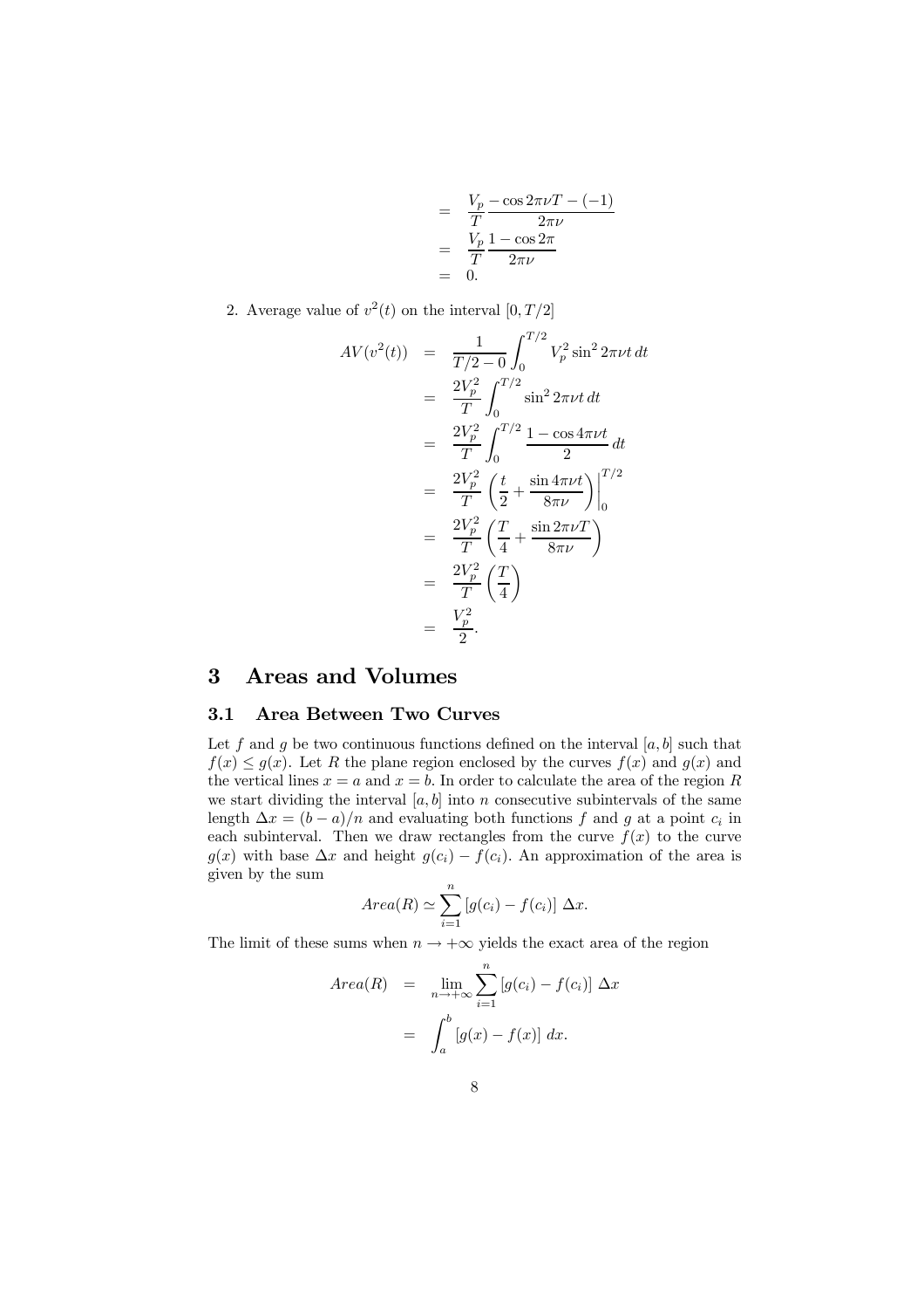$$
\begin{aligned}
&= \frac{V_p}{T}\frac{-\cos 2\pi\nu T - (-1)}{2\pi\nu} \\
&= \frac{V_p}{T}\frac{1-\cos 2\pi}{2\pi\nu} \\
&= 0.
\end{aligned}
$$

2. Average value of $v^2(t)$ on the interval $[0, T/2]$

$$
\begin{aligned}
AV(v^2(t)) &= \frac{1}{T/2-0}\int_0^{T/2} V_p^2 \sin^2 2\pi\nu t\, dt \\
&= \frac{2V_p^2}{T}\int_0^{T/2} \sin^2 2\pi\nu t\, dt \\
&= \frac{2V_p^2}{T}\int_0^{T/2} \frac{1-\cos 4\pi\nu t}{2}\, dt \\
&= \frac{2V_p^2}{T}\left(\frac{t}{2}+\frac{\sin 4\pi\nu t}{8\pi\nu}\right)\Big|_0^{T/2} \\
&= \frac{2V_p^2}{T}\left(\frac{T}{4}+\frac{\sin 2\pi\nu T}{8\pi\nu}\right) \\
&= \frac{2V_p^2}{T}\left(\frac{T}{4}\right) \\
&= \frac{V_p^2}{2}.
\end{aligned}
$$

# 3 Areas and Volumes

## 3.1 Area Between Two Curves

Let $f$ and $g$ be two continuous functions defined on the interval $[a, b]$ such that $f(x) \leq g(x)$. Let $R$ the plane region enclosed by the curves $f(x)$ and $g(x)$ and the vertical lines $x = a$ and $x = b$. In order to calculate the area of the region $R$ we start dividing the interval $[a, b]$ into $n$ consecutive subintervals of the same length $\Delta x = (b - a)/n$ and evaluating both functions $f$ and $g$ at a point $c_i$ in each subinterval. Then we draw rectangles from the curve $f(x)$ to the curve $g(x)$ with base $\Delta x$ and height $g(c_i) - f(c_i)$. An approximation of the area is given by the sum

$$
Area(R) \simeq \sum_{i=1}^{n} \left[g(c_i) - f(c_i)\right]\, \Delta x.
$$

The limit of these sums when $n \to +\infty$ yields the exact area of the region

$$
\begin{aligned}
Area(R) &= \lim_{n\to+\infty}\sum_{i=1}^{n} \left[g(c_i) - f(c_i)\right]\, \Delta x \\
&= \int_a^b \left[g(x) - f(x)\right]\, dx.
\end{aligned}
$$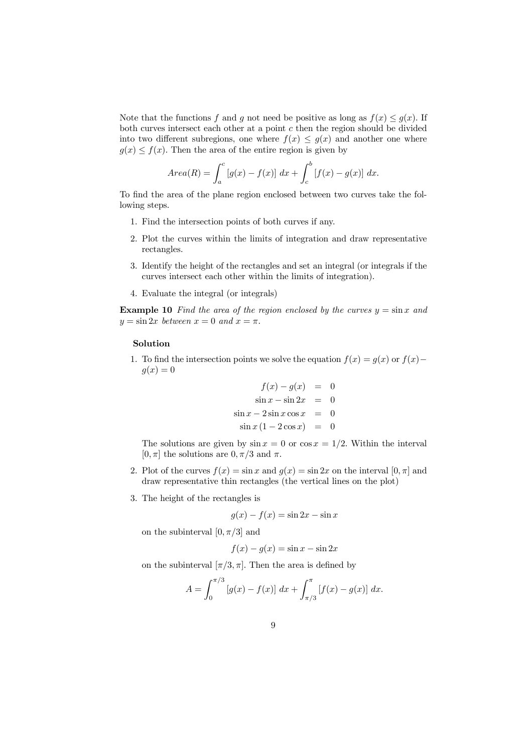Note that the functions $f$ and $g$ not need be positive as long as $f(x) \leq g(x)$. If both curves intersect each other at a point $c$ then the region should be divided into two different subregions, one where $f(x) \leq g(x)$ and another one where $g(x) \leq f(x)$. Then the area of the entire region is given by

$$Area(R) = \int_a^c [g(x) - f(x)] \, dx + \int_c^b [f(x) - g(x)] \, dx.$$

To find the area of the plane region enclosed between two curves take the following steps.

1. Find the intersection points of both curves if any.
2. Plot the curves within the limits of integration and draw representative rectangles.
3. Identify the height of the rectangles and set an integral (or integrals if the curves intersect each other within the limits of integration).
4. Evaluate the integral (or integrals)

**Example 10** *Find the area of the region enclosed by the curves $y = \sin x$ and $y = \sin 2x$ between $x = 0$ and $x = \pi$.*

**Solution**

1. To find the intersection points we solve the equation $f(x) = g(x)$ or $f(x) - g(x) = 0$

$$\begin{aligned} f(x) - g(x) &= 0 \\ \sin x - \sin 2x &= 0 \\ \sin x - 2 \sin x \cos x &= 0 \\ \sin x \, (1 - 2 \cos x) &= 0 \end{aligned}$$

   The solutions are given by $\sin x = 0$ or $\cos x = 1/2$. Within the interval $[0, \pi]$ the solutions are $0, \pi/3$ and $\pi$.

2. Plot of the curves $f(x) = \sin x$ and $g(x) = \sin 2x$ on the interval $[0, \pi]$ and draw representative thin rectangles (the vertical lines on the plot)

3. The height of the rectangles is

$$g(x) - f(x) = \sin 2x - \sin x$$

   on the subinterval $[0, \pi/3]$ and

$$f(x) - g(x) = \sin x - \sin 2x$$

   on the subinterval $[\pi/3, \pi]$. Then the area is defined by

$$A = \int_0^{\pi/3} [g(x) - f(x)] \, dx + \int_{\pi/3}^{\pi} [f(x) - g(x)] \, dx.$$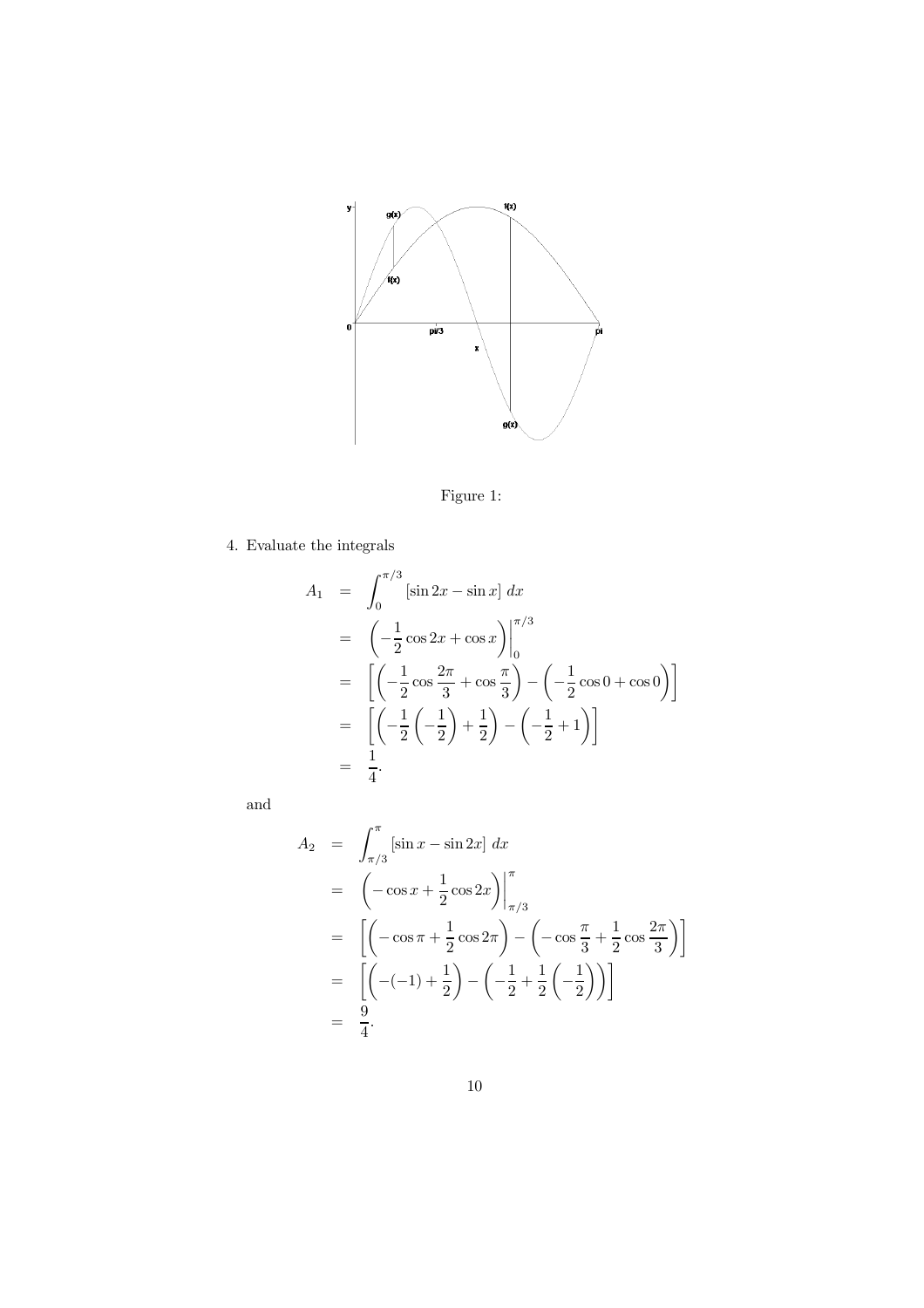Figure 1:

4. Evaluate the integrals

$$
\begin{aligned}
A_1 &= \int_0^{\pi/3} [\sin 2x - \sin x] \, dx \\
&= \left( -\frac{1}{2} \cos 2x + \cos x \right) \Big|_0^{\pi/3} \\
&= \left[ \left( -\frac{1}{2} \cos \frac{2\pi}{3} + \cos \frac{\pi}{3} \right) - \left( -\frac{1}{2} \cos 0 + \cos 0 \right) \right] \\
&= \left[ \left( -\frac{1}{2} \left( -\frac{1}{2} \right) + \frac{1}{2} \right) - \left( -\frac{1}{2} + 1 \right) \right] \\
&= \frac{1}{4}.
\end{aligned}
$$

and

$$
\begin{aligned}
A_2 &= \int_{\pi/3}^{\pi} [\sin x - \sin 2x] \, dx \\
&= \left( -\cos x + \frac{1}{2} \cos 2x \right) \Big|_{\pi/3}^{\pi} \\
&= \left[ \left( -\cos \pi + \frac{1}{2} \cos 2\pi \right) - \left( -\cos \frac{\pi}{3} + \frac{1}{2} \cos \frac{2\pi}{3} \right) \right] \\
&= \left[ \left( -(-1) + \frac{1}{2} \right) - \left( -\frac{1}{2} + \frac{1}{2} \left( -\frac{1}{2} \right) \right) \right] \\
&= \frac{9}{4}.
\end{aligned}
$$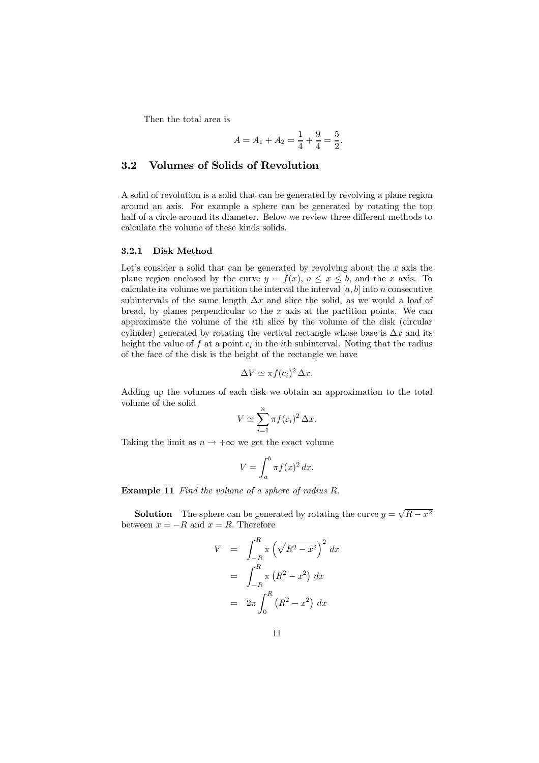Then the total area is

$$A = A_1 + A_2 = \frac{1}{4} + \frac{9}{4} = \frac{5}{2}.$$

## 3.2 Volumes of Solids of Revolution

A solid of revolution is a solid that can be generated by revolving a plane region around an axis. For example a sphere can be generated by rotating the top half of a circle around its diameter. Below we review three different methods to calculate the volume of these kinds solids.

### 3.2.1 Disk Method

Let's consider a solid that can be generated by revolving about the $x$ axis the plane region enclosed by the curve $y = f(x)$, $a \leq x \leq b$, and the $x$ axis. To calculate its volume we partition the interval the interval $[a, b]$ into $n$ consecutive subintervals of the same length $\Delta x$ and slice the solid, as we would a loaf of bread, by planes perpendicular to the $x$ axis at the partition points. We can approximate the volume of the $i$th slice by the volume of the disk (circular cylinder) generated by rotating the vertical rectangle whose base is $\Delta x$ and its height the value of $f$ at a point $c_i$ in the $i$th subinterval. Noting that the radius of the face of the disk is the height of the rectangle we have

$$\Delta V \simeq \pi f(c_i)^2 \, \Delta x.$$

Adding up the volumes of each disk we obtain an approximation to the total volume of the solid

$$V \simeq \sum_{i=1}^{n} \pi f(c_i)^2 \, \Delta x.$$

Taking the limit as $n \to +\infty$ we get the exact volume

$$V = \int_a^b \pi f(x)^2 \, dx.$$

**Example 11** *Find the volume of a sphere of radius $R$.*

**Solution** The sphere can be generated by rotating the curve $y = \sqrt{R - x^2}$ between $x = -R$ and $x = R$. Therefore

$$\begin{aligned} V &= \int_{-R}^{R} \pi \left( \sqrt{R^2 - x^2} \right)^2 \, dx \\ &= \int_{-R}^{R} \pi \left( R^2 - x^2 \right) \, dx \\ &= 2\pi \int_0^R \left( R^2 - x^2 \right) \, dx \end{aligned}$$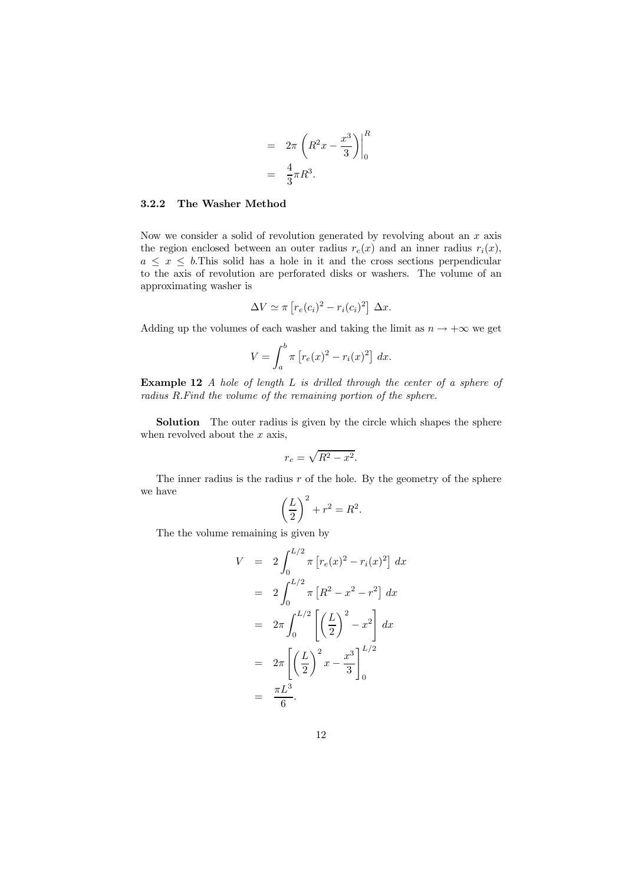$$
\begin{aligned}
&= 2\pi \left( R^2 x - \frac{x^3}{3} \right) \Big|_0^R \\
&= \frac{4}{3}\pi R^3.
\end{aligned}
$$

### 3.2.2 The Washer Method

Now we consider a solid of revolution generated by revolving about an $x$ axis the region enclosed between an outer radius $r_e(x)$ and an inner radius $r_i(x)$, $a \leq x \leq b$.This solid has a hole in it and the cross sections perpendicular to the axis of revolution are perforated disks or washers. The volume of an approximating washer is

$$
\Delta V \simeq \pi \left[ r_e(c_i)^2 - r_i(c_i)^2 \right] \Delta x.
$$

Adding up the volumes of each washer and taking the limit as $n \to +\infty$ we get

$$
V = \int_a^b \pi \left[ r_e(x)^2 - r_i(x)^2 \right] dx.
$$

**Example 12** *A hole of length $L$ is drilled through the center of a sphere of radius $R$.Find the volume of the remaining portion of the sphere.*

**Solution** The outer radius is given by the circle which shapes the sphere when revolved about the $x$ axis,

$$
r_e = \sqrt{R^2 - x^2}.
$$

The inner radius is the radius $r$ of the hole. By the geometry of the sphere we have

$$
\left( \frac{L}{2} \right)^2 + r^2 = R^2.
$$

The the volume remaining is given by

$$
\begin{aligned}
V &= 2 \int_0^{L/2} \pi \left[ r_e(x)^2 - r_i(x)^2 \right] dx \\
&= 2 \int_0^{L/2} \pi \left[ R^2 - x^2 - r^2 \right] dx \\
&= 2\pi \int_0^{L/2} \left[ \left( \frac{L}{2} \right)^2 - x^2 \right] dx \\
&= 2\pi \left[ \left( \frac{L}{2} \right)^2 x - \frac{x^3}{3} \right]_0^{L/2} \\
&= \frac{\pi L^3}{6}.
\end{aligned}
$$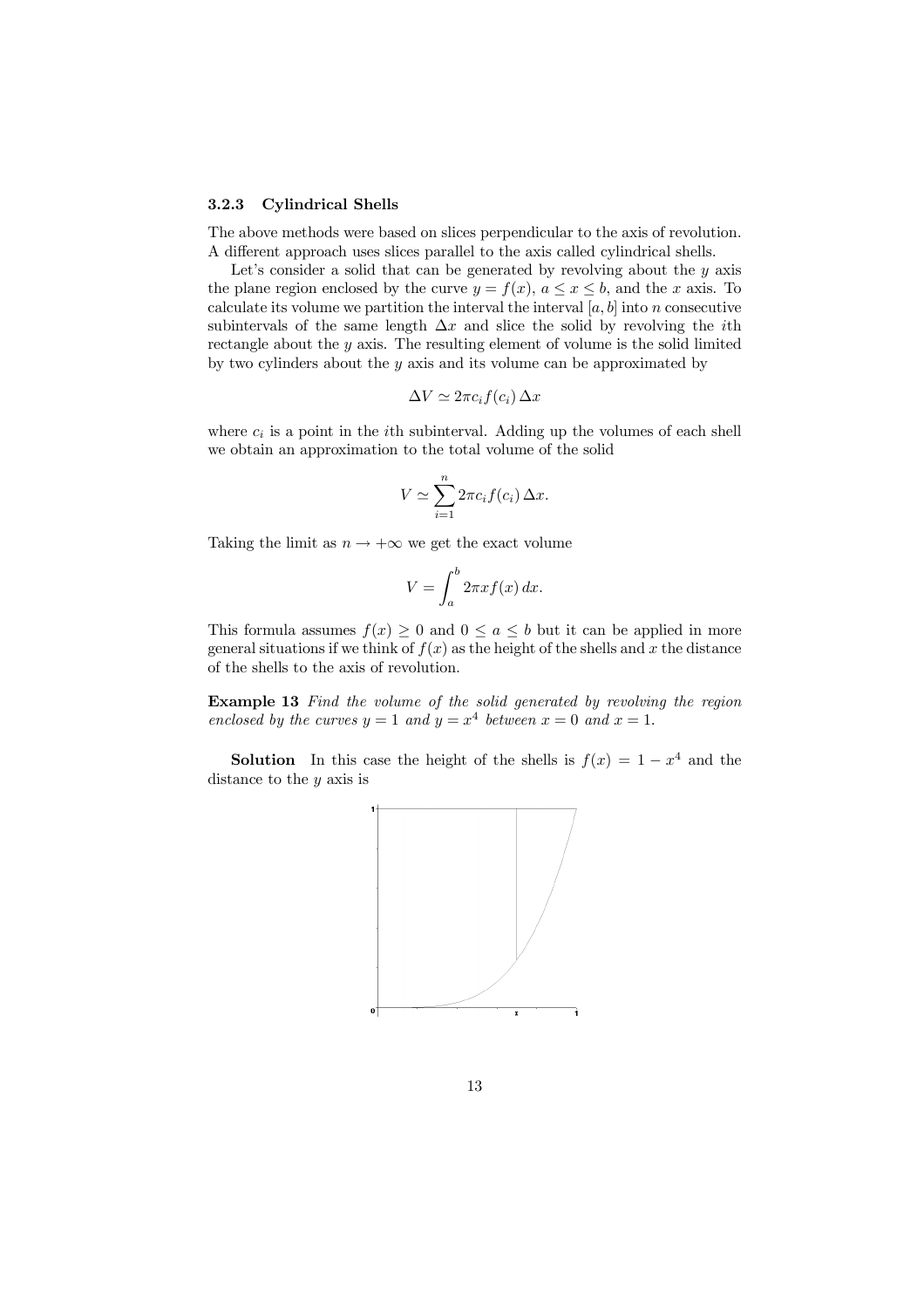### 3.2.3 Cylindrical Shells

The above methods were based on slices perpendicular to the axis of revolution. A different approach uses slices parallel to the axis called cylindrical shells.

Let's consider a solid that can be generated by revolving about the $y$ axis the plane region enclosed by the curve $y = f(x)$, $a \le x \le b$, and the $x$ axis. To calculate its volume we partition the interval the interval $[a, b]$ into $n$ consecutive subintervals of the same length $\Delta x$ and slice the solid by revolving the $i$th rectangle about the $y$ axis. The resulting element of volume is the solid limited by two cylinders about the $y$ axis and its volume can be approximated by

$$\Delta V \simeq 2\pi c_i f(c_i)\,\Delta x$$

where $c_i$ is a point in the $i$th subinterval. Adding up the volumes of each shell we obtain an approximation to the total volume of the solid

$$V \simeq \sum_{i=1}^{n} 2\pi c_i f(c_i)\,\Delta x.$$

Taking the limit as $n \to +\infty$ we get the exact volume

$$V = \int_a^b 2\pi x f(x)\,dx.$$

This formula assumes $f(x) \ge 0$ and $0 \le a \le b$ but it can be applied in more general situations if we think of $f(x)$ as the height of the shells and $x$ the distance of the shells to the axis of revolution.

**Example 13** *Find the volume of the solid generated by revolving the region enclosed by the curves $y = 1$ and $y = x^4$ between $x = 0$ and $x = 1$.*

**Solution** In this case the height of the shells is $f(x) = 1 - x^4$ and the distance to the $y$ axis is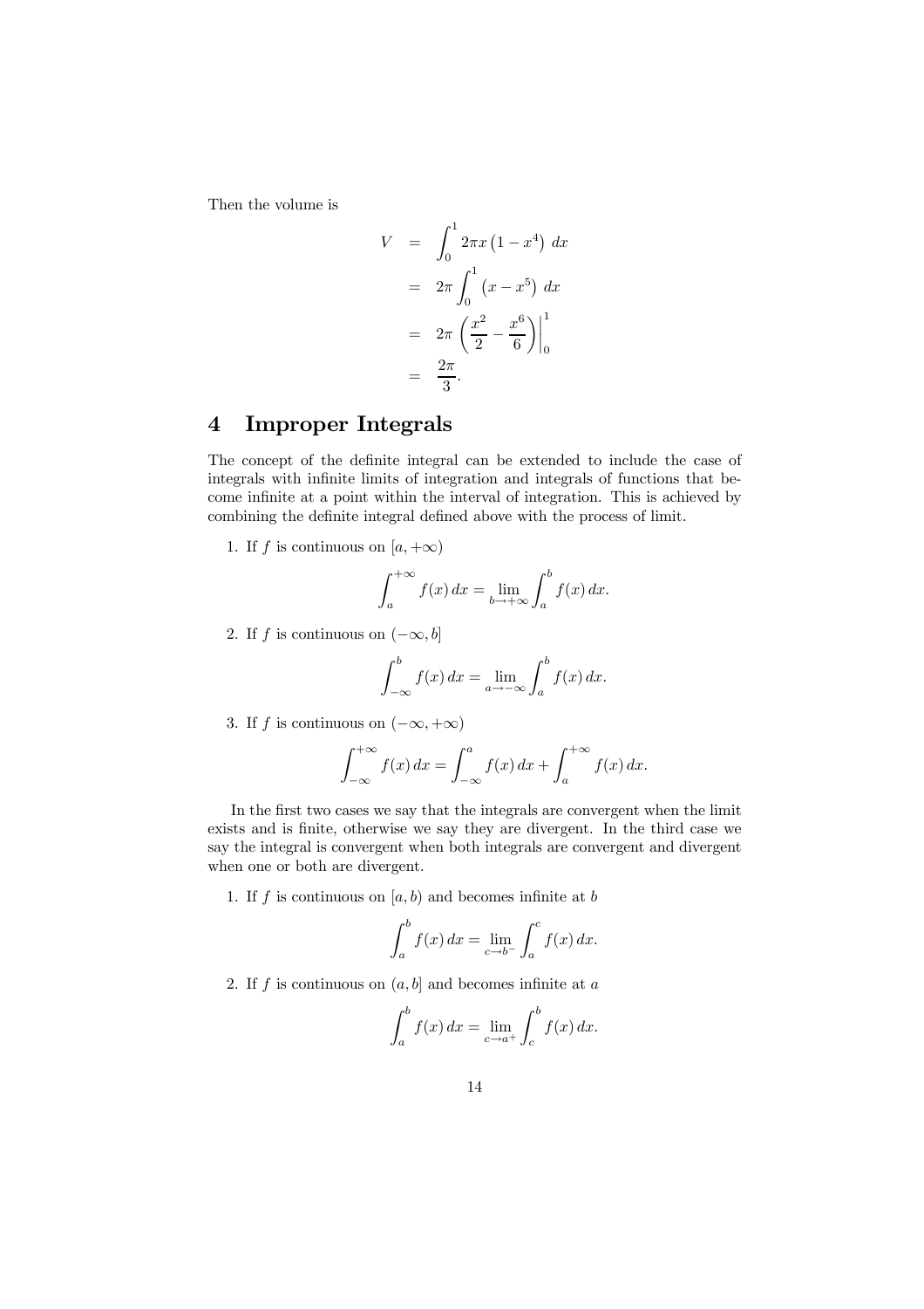Then the volume is

$$
\begin{aligned}
V &= \int_0^1 2\pi x \left(1 - x^4\right) \, dx \\
&= 2\pi \int_0^1 \left(x - x^5\right) \, dx \\
&= 2\pi \left( \frac{x^2}{2} - \frac{x^6}{6} \right) \Bigg|_0^1 \\
&= \frac{2\pi}{3}.
\end{aligned}
$$

# 4 Improper Integrals

The concept of the definite integral can be extended to include the case of integrals with infinite limits of integration and integrals of functions that become infinite at a point within the interval of integration. This is achieved by combining the definite integral defined above with the process of limit.

1. If $f$ is continuous on $[a, +\infty)$

$$
\int_a^{+\infty} f(x) \, dx = \lim_{b \to +\infty} \int_a^b f(x) \, dx.
$$

2. If $f$ is continuous on $(-\infty, b]$

$$
\int_{-\infty}^b f(x) \, dx = \lim_{a \to -\infty} \int_a^b f(x) \, dx.
$$

3. If $f$ is continuous on $(-\infty, +\infty)$

$$
\int_{-\infty}^{+\infty} f(x) \, dx = \int_{-\infty}^a f(x) \, dx + \int_a^{+\infty} f(x) \, dx.
$$

In the first two cases we say that the integrals are convergent when the limit exists and is finite, otherwise we say they are divergent. In the third case we say the integral is convergent when both integrals are convergent and divergent when one or both are divergent.

1. If $f$ is continuous on $[a, b)$ and becomes infinite at $b$

$$
\int_a^b f(x) \, dx = \lim_{c \to b^-} \int_a^c f(x) \, dx.
$$

2. If $f$ is continuous on $(a, b]$ and becomes infinite at $a$

$$
\int_a^b f(x) \, dx = \lim_{c \to a^+} \int_c^b f(x) \, dx.
$$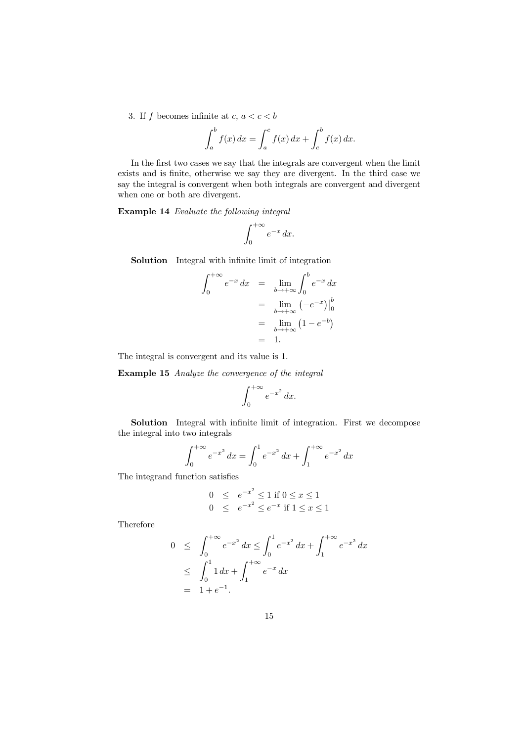3. If $f$ becomes infinite at $c$, $a < c < b$

$$\int_a^b f(x)\,dx = \int_a^c f(x)\,dx + \int_c^b f(x)\,dx.$$

In the first two cases we say that the integrals are convergent when the limit exists and is finite, otherwise we say they are divergent. In the third case we say the integral is convergent when both integrals are convergent and divergent when one or both are divergent.

**Example 14** *Evaluate the following integral*

$$\int_0^{+\infty} e^{-x}\,dx.$$

**Solution** Integral with infinite limit of integration

$$\begin{aligned}
\int_0^{+\infty} e^{-x}\,dx &= \lim_{b\to+\infty} \int_0^b e^{-x}\,dx \\
&= \lim_{b\to+\infty} \left(-e^{-x}\right)\Big|_0^b \\
&= \lim_{b\to+\infty} \left(1 - e^{-b}\right) \\
&= 1.
\end{aligned}$$

The integral is convergent and its value is 1.

**Example 15** *Analyze the convergence of the integral*

$$\int_0^{+\infty} e^{-x^2}\,dx.$$

**Solution** Integral with infinite limit of integration. First we decompose the integral into two integrals

$$\int_0^{+\infty} e^{-x^2}\,dx = \int_0^1 e^{-x^2}\,dx + \int_1^{+\infty} e^{-x^2}\,dx$$

The integrand function satisfies

$$\begin{aligned}
0 &\leq e^{-x^2} \leq 1 \text{ if } 0 \leq x \leq 1 \\
0 &\leq e^{-x^2} \leq e^{-x} \text{ if } 1 \leq x \leq 1
\end{aligned}$$

Therefore

$$\begin{aligned}
0 &\leq \int_0^{+\infty} e^{-x^2}\,dx \leq \int_0^1 e^{-x^2}\,dx + \int_1^{+\infty} e^{-x^2}\,dx \\
&\leq \int_0^1 1\,dx + \int_1^{+\infty} e^{-x}\,dx \\
&= 1 + e^{-1}.
\end{aligned}$$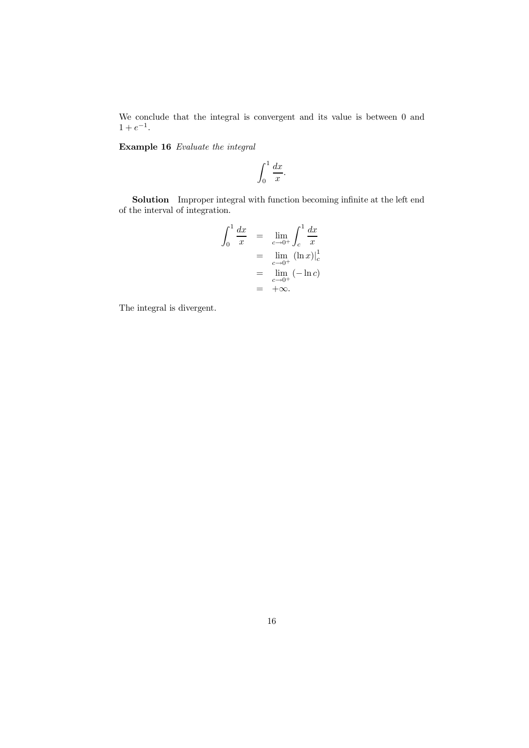We conclude that the integral is convergent and its value is between 0 and $1+e^{-1}$.

**Example 16** *Evaluate the integral*

$$\int_0^1 \frac{dx}{x}.$$

**Solution** Improper integral with function becoming infinite at the left end of the interval of integration.

$$\begin{aligned}
\int_0^1 \frac{dx}{x} &= \lim_{c\to 0^+} \int_c^1 \frac{dx}{x} \\
&= \lim_{c\to 0^+} (\ln x)\big|_c^1 \\
&= \lim_{c\to 0^+} (-\ln c) \\
&= +\infty.
\end{aligned}$$

The integral is divergent.